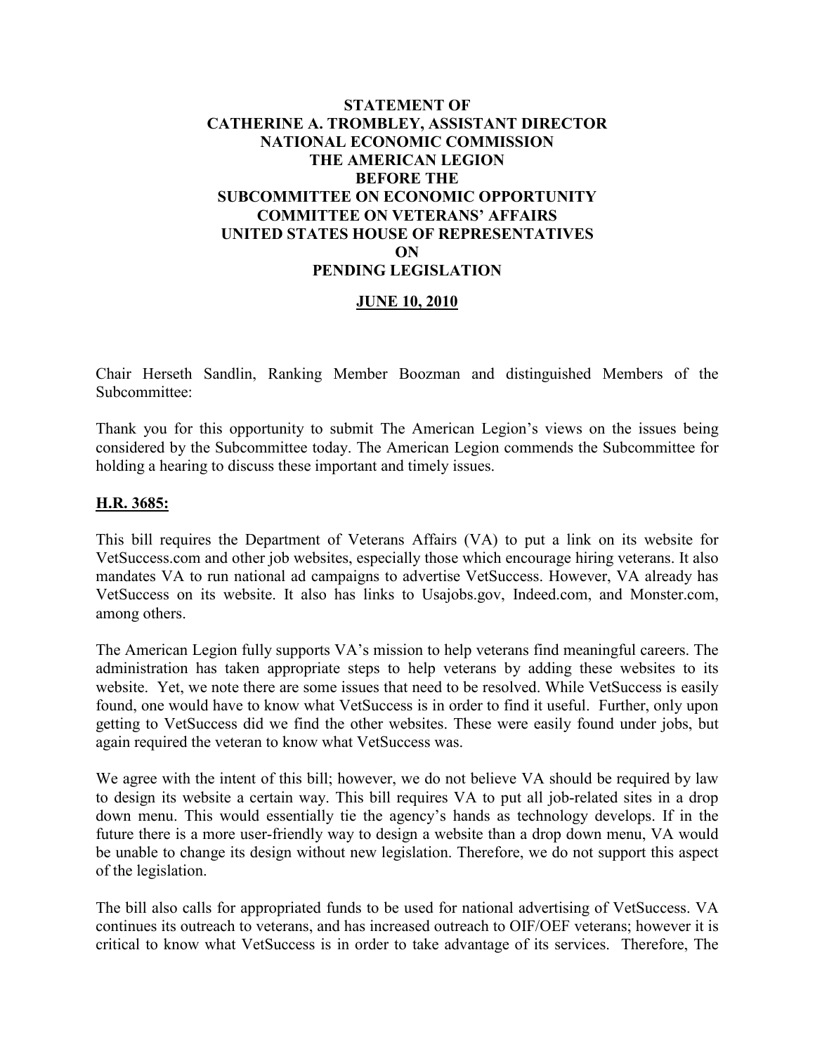**STATEMENT OF**
**CATHERINE A. TROMBLEY, ASSISTANT DIRECTOR**
**NATIONAL ECONOMIC COMMISSION**
**THE AMERICAN LEGION**
**BEFORE THE**
**SUBCOMMITTEE ON ECONOMIC OPPORTUNITY**
**COMMITTEE ON VETERANS' AFFAIRS**
**UNITED STATES HOUSE OF REPRESENTATIVES**
**ON**
**PENDING LEGISLATION**

**JUNE 10, 2010**

Chair Herseth Sandlin, Ranking Member Boozman and distinguished Members of the Subcommittee:

Thank you for this opportunity to submit The American Legion's views on the issues being considered by the Subcommittee today. The American Legion commends the Subcommittee for holding a hearing to discuss these important and timely issues.

## H.R. 3685:

This bill requires the Department of Veterans Affairs (VA) to put a link on its website for VetSuccess.com and other job websites, especially those which encourage hiring veterans. It also mandates VA to run national ad campaigns to advertise VetSuccess. However, VA already has VetSuccess on its website. It also has links to Usajobs.gov, Indeed.com, and Monster.com, among others.

The American Legion fully supports VA's mission to help veterans find meaningful careers. The administration has taken appropriate steps to help veterans by adding these websites to its website. Yet, we note there are some issues that need to be resolved. While VetSuccess is easily found, one would have to know what VetSuccess is in order to find it useful. Further, only upon getting to VetSuccess did we find the other websites. These were easily found under jobs, but again required the veteran to know what VetSuccess was.

We agree with the intent of this bill; however, we do not believe VA should be required by law to design its website a certain way. This bill requires VA to put all job-related sites in a drop down menu. This would essentially tie the agency's hands as technology develops. If in the future there is a more user-friendly way to design a website than a drop down menu, VA would be unable to change its design without new legislation. Therefore, we do not support this aspect of the legislation.

The bill also calls for appropriated funds to be used for national advertising of VetSuccess. VA continues its outreach to veterans, and has increased outreach to OIF/OEF veterans; however it is critical to know what VetSuccess is in order to take advantage of its services. Therefore, The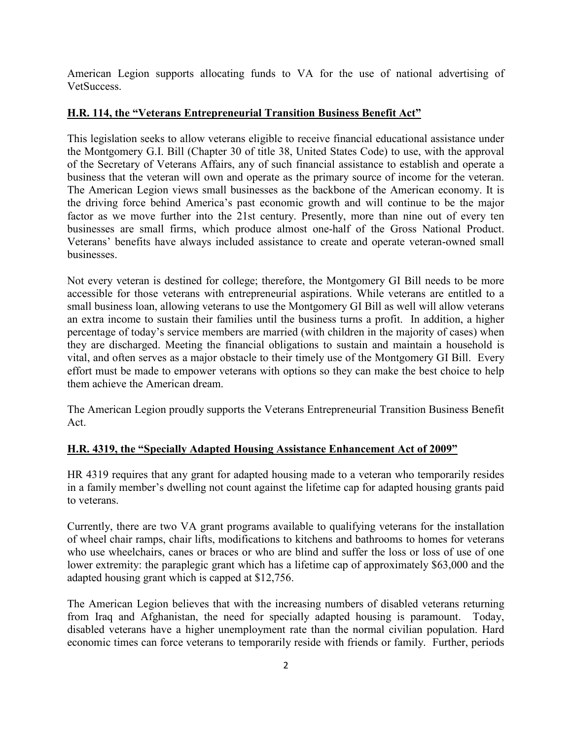American Legion supports allocating funds to VA for the use of national advertising of VetSuccess.

## H.R. 114, the "Veterans Entrepreneurial Transition Business Benefit Act"

This legislation seeks to allow veterans eligible to receive financial educational assistance under the Montgomery G.I. Bill (Chapter 30 of title 38, United States Code) to use, with the approval of the Secretary of Veterans Affairs, any of such financial assistance to establish and operate a business that the veteran will own and operate as the primary source of income for the veteran. The American Legion views small businesses as the backbone of the American economy. It is the driving force behind America's past economic growth and will continue to be the major factor as we move further into the 21st century. Presently, more than nine out of every ten businesses are small firms, which produce almost one-half of the Gross National Product. Veterans' benefits have always included assistance to create and operate veteran-owned small businesses.

Not every veteran is destined for college; therefore, the Montgomery GI Bill needs to be more accessible for those veterans with entrepreneurial aspirations. While veterans are entitled to a small business loan, allowing veterans to use the Montgomery GI Bill as well will allow veterans an extra income to sustain their families until the business turns a profit. In addition, a higher percentage of today's service members are married (with children in the majority of cases) when they are discharged. Meeting the financial obligations to sustain and maintain a household is vital, and often serves as a major obstacle to their timely use of the Montgomery GI Bill. Every effort must be made to empower veterans with options so they can make the best choice to help them achieve the American dream.

The American Legion proudly supports the Veterans Entrepreneurial Transition Business Benefit Act.

## H.R. 4319, the "Specially Adapted Housing Assistance Enhancement Act of 2009"

HR 4319 requires that any grant for adapted housing made to a veteran who temporarily resides in a family member's dwelling not count against the lifetime cap for adapted housing grants paid to veterans.

Currently, there are two VA grant programs available to qualifying veterans for the installation of wheel chair ramps, chair lifts, modifications to kitchens and bathrooms to homes for veterans who use wheelchairs, canes or braces or who are blind and suffer the loss or loss of use of one lower extremity: the paraplegic grant which has a lifetime cap of approximately $63,000 and the adapted housing grant which is capped at $12,756.

The American Legion believes that with the increasing numbers of disabled veterans returning from Iraq and Afghanistan, the need for specially adapted housing is paramount. Today, disabled veterans have a higher unemployment rate than the normal civilian population. Hard economic times can force veterans to temporarily reside with friends or family. Further, periods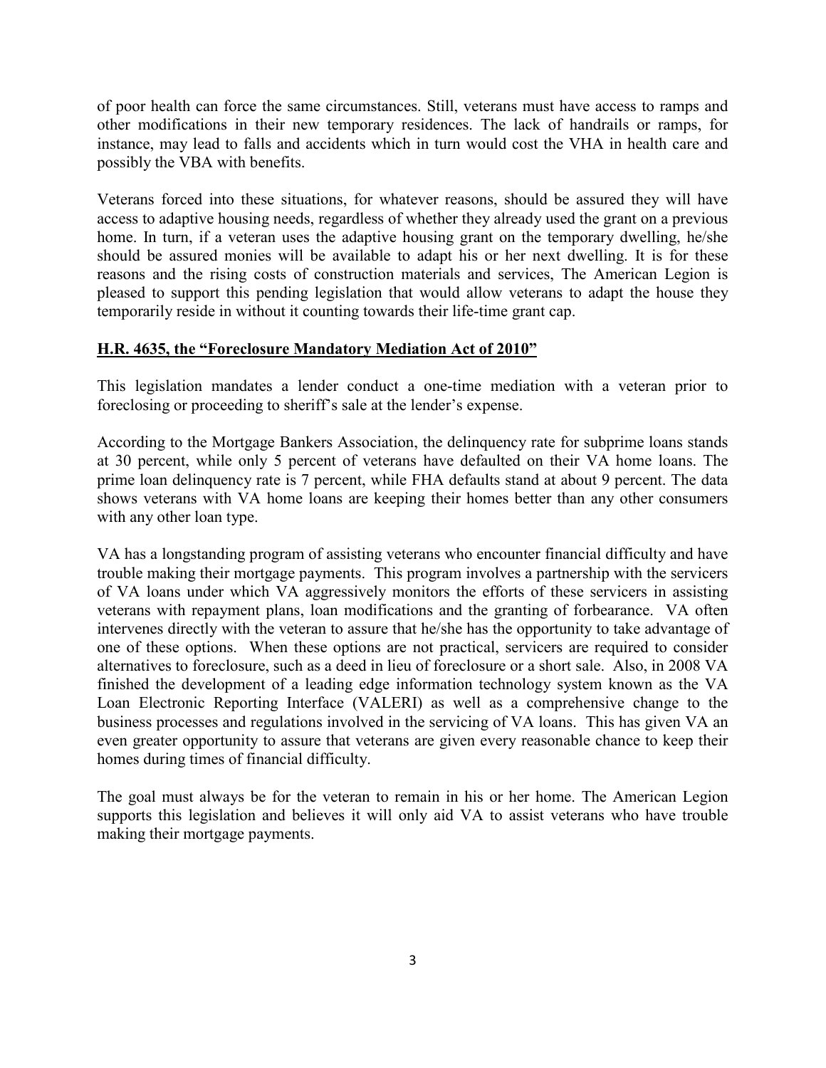of poor health can force the same circumstances. Still, veterans must have access to ramps and other modifications in their new temporary residences. The lack of handrails or ramps, for instance, may lead to falls and accidents which in turn would cost the VHA in health care and possibly the VBA with benefits.

Veterans forced into these situations, for whatever reasons, should be assured they will have access to adaptive housing needs, regardless of whether they already used the grant on a previous home. In turn, if a veteran uses the adaptive housing grant on the temporary dwelling, he/she should be assured monies will be available to adapt his or her next dwelling. It is for these reasons and the rising costs of construction materials and services, The American Legion is pleased to support this pending legislation that would allow veterans to adapt the house they temporarily reside in without it counting towards their life-time grant cap.

## **H.R. 4635, the "Foreclosure Mandatory Mediation Act of 2010"**

This legislation mandates a lender conduct a one-time mediation with a veteran prior to foreclosing or proceeding to sheriff's sale at the lender's expense.

According to the Mortgage Bankers Association, the delinquency rate for subprime loans stands at 30 percent, while only 5 percent of veterans have defaulted on their VA home loans. The prime loan delinquency rate is 7 percent, while FHA defaults stand at about 9 percent. The data shows veterans with VA home loans are keeping their homes better than any other consumers with any other loan type.

VA has a longstanding program of assisting veterans who encounter financial difficulty and have trouble making their mortgage payments. This program involves a partnership with the servicers of VA loans under which VA aggressively monitors the efforts of these servicers in assisting veterans with repayment plans, loan modifications and the granting of forbearance. VA often intervenes directly with the veteran to assure that he/she has the opportunity to take advantage of one of these options. When these options are not practical, servicers are required to consider alternatives to foreclosure, such as a deed in lieu of foreclosure or a short sale. Also, in 2008 VA finished the development of a leading edge information technology system known as the VA Loan Electronic Reporting Interface (VALERI) as well as a comprehensive change to the business processes and regulations involved in the servicing of VA loans. This has given VA an even greater opportunity to assure that veterans are given every reasonable chance to keep their homes during times of financial difficulty.

The goal must always be for the veteran to remain in his or her home. The American Legion supports this legislation and believes it will only aid VA to assist veterans who have trouble making their mortgage payments.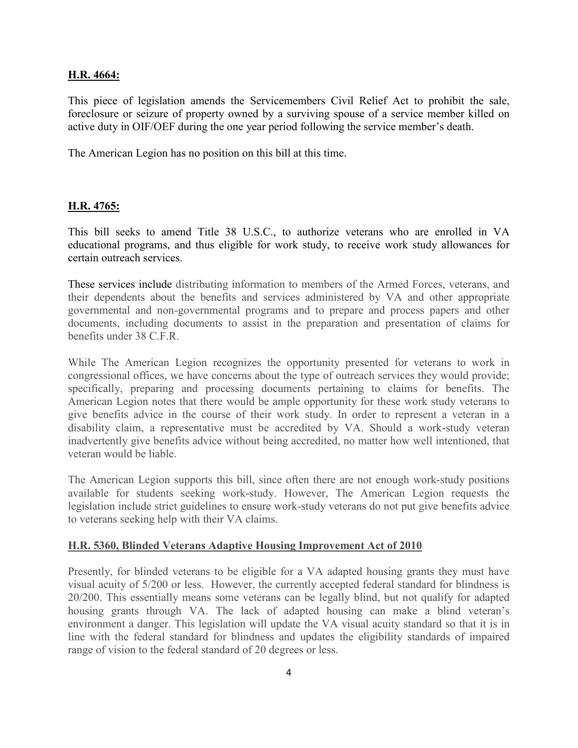**H.R. 4664:**

This piece of legislation amends the Servicemembers Civil Relief Act to prohibit the sale, foreclosure or seizure of property owned by a surviving spouse of a service member killed on active duty in OIF/OEF during the one year period following the service member's death.

The American Legion has no position on this bill at this time.

**H.R. 4765:**

This bill seeks to amend Title 38 U.S.C., to authorize veterans who are enrolled in VA educational programs, and thus eligible for work study, to receive work study allowances for certain outreach services.

These services include distributing information to members of the Armed Forces, veterans, and their dependents about the benefits and services administered by VA and other appropriate governmental and non-governmental programs and to prepare and process papers and other documents, including documents to assist in the preparation and presentation of claims for benefits under 38 C.F.R.

While The American Legion recognizes the opportunity presented for veterans to work in congressional offices, we have concerns about the type of outreach services they would provide; specifically, preparing and processing documents pertaining to claims for benefits. The American Legion notes that there would be ample opportunity for these work study veterans to give benefits advice in the course of their work study. In order to represent a veteran in a disability claim, a representative must be accredited by VA. Should a work-study veteran inadvertently give benefits advice without being accredited, no matter how well intentioned, that veteran would be liable.

The American Legion supports this bill, since often there are not enough work-study positions available for students seeking work-study. However, The American Legion requests the legislation include strict guidelines to ensure work-study veterans do not put give benefits advice to veterans seeking help with their VA claims.

**H.R. 5360, Blinded Veterans Adaptive Housing Improvement Act of 2010**

Presently, for blinded veterans to be eligible for a VA adapted housing grants they must have visual acuity of 5/200 or less. However, the currently accepted federal standard for blindness is 20/200. This essentially means some veterans can be legally blind, but not qualify for adapted housing grants through VA. The lack of adapted housing can make a blind veteran's environment a danger. This legislation will update the VA visual acuity standard so that it is in line with the federal standard for blindness and updates the eligibility standards of impaired range of vision to the federal standard of 20 degrees or less.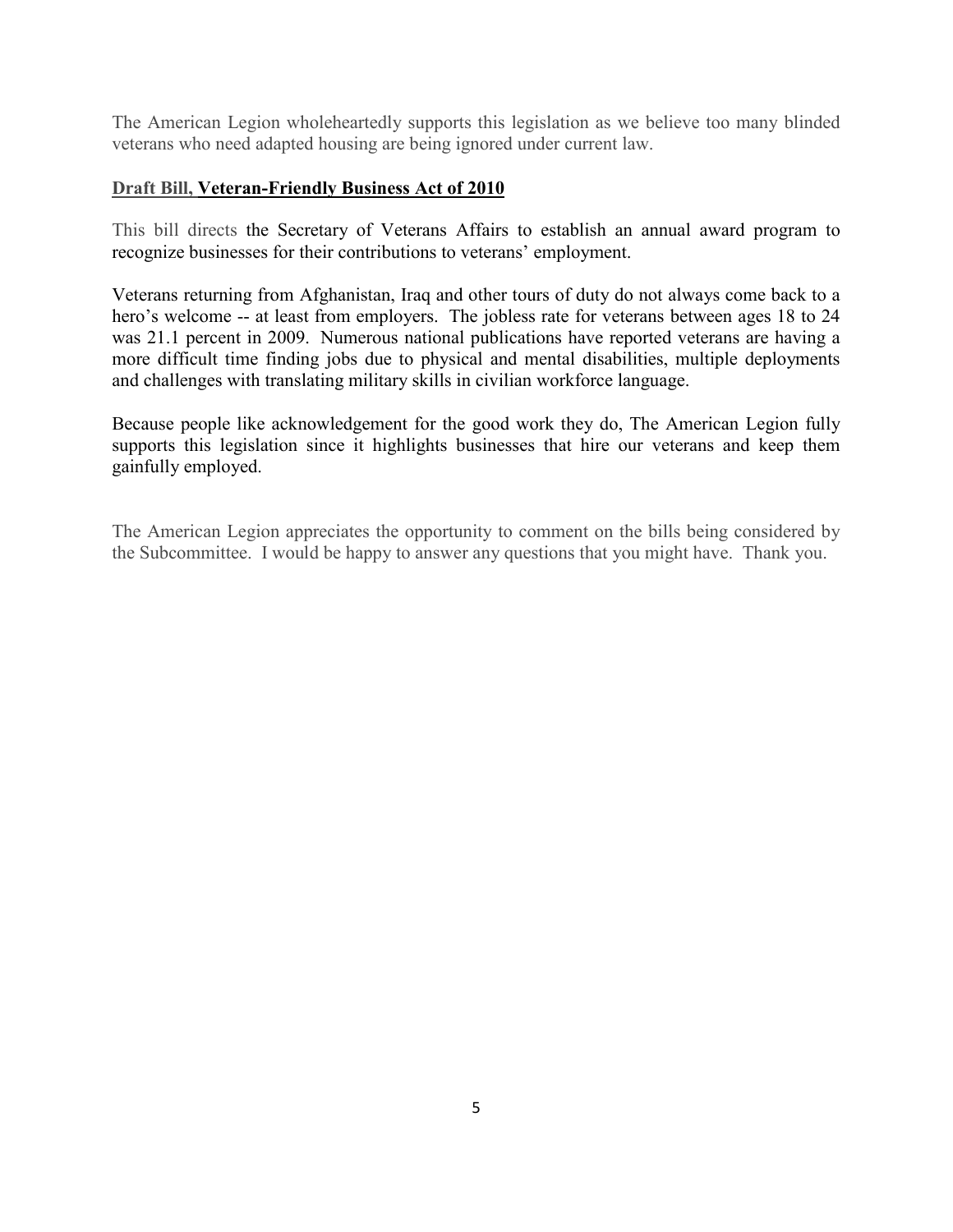The American Legion wholeheartedly supports this legislation as we believe too many blinded veterans who need adapted housing are being ignored under current law.

### **Draft Bill, Veteran-Friendly Business Act of 2010**

This bill directs the Secretary of Veterans Affairs to establish an annual award program to recognize businesses for their contributions to veterans' employment.

Veterans returning from Afghanistan, Iraq and other tours of duty do not always come back to a hero's welcome -- at least from employers. The jobless rate for veterans between ages 18 to 24 was 21.1 percent in 2009. Numerous national publications have reported veterans are having a more difficult time finding jobs due to physical and mental disabilities, multiple deployments and challenges with translating military skills in civilian workforce language.

Because people like acknowledgement for the good work they do, The American Legion fully supports this legislation since it highlights businesses that hire our veterans and keep them gainfully employed.

The American Legion appreciates the opportunity to comment on the bills being considered by the Subcommittee. I would be happy to answer any questions that you might have. Thank you.